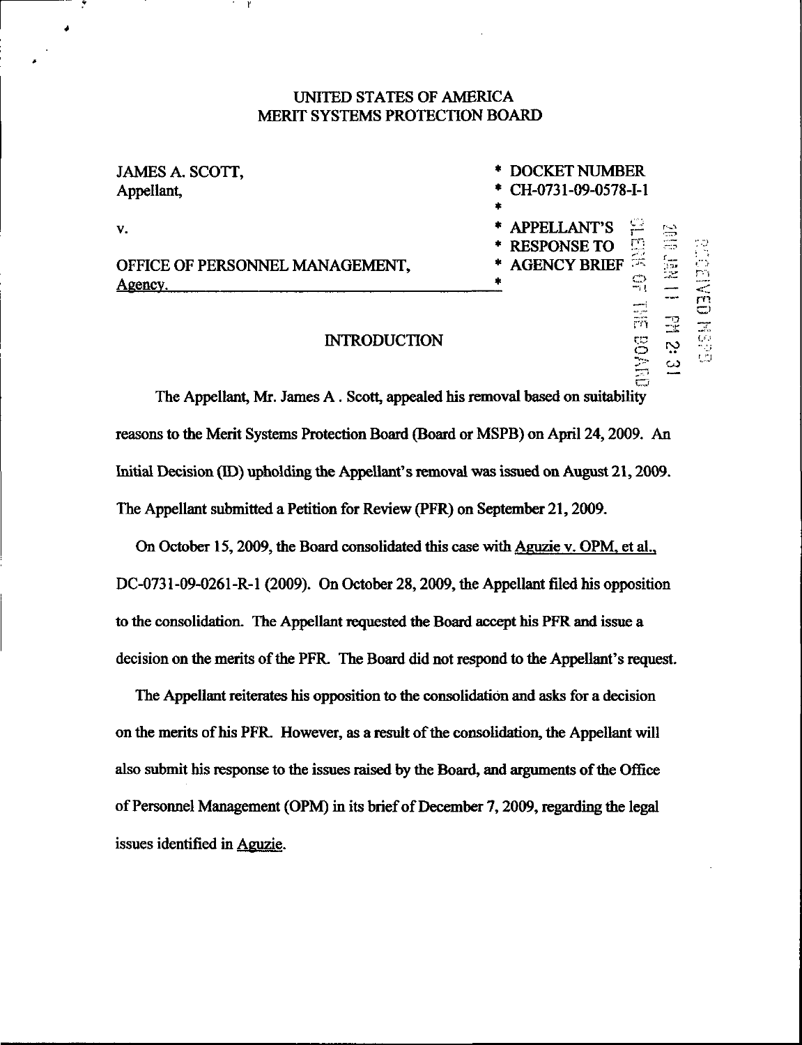# UNITED STATES OF AMERICA
# MERIT SYSTEMS PROTECTION BOARD

| | |
|---|---|
| JAMES A. SCOTT,<br>Appellant, | * DOCKET NUMBER<br>* CH-0731-09-0578-I-1<br>* |
| v. | * APPELLANT'S<br>* RESPONSE TO |
| OFFICE OF PERSONNEL MANAGEMENT,<br>Agency. | * AGENCY BRIEF<br>* |

## INTRODUCTION

The Appellant, Mr. James A . Scott, appealed his removal based on suitability reasons to the Merit Systems Protection Board (Board or MSPB) on April 24, 2009. An Initial Decision (ID) upholding the Appellant's removal was issued on August 21, 2009. The Appellant submitted a Petition for Review (PFR) on September 21, 2009.

On October 15, 2009, the Board consolidated this case with Aguzie v. OPM, et al., DC-0731-09-0261-R-1 (2009). On October 28, 2009, the Appellant filed his opposition to the consolidation. The Appellant requested the Board accept his PFR and issue a decision on the merits of the PFR. The Board did not respond to the Appellant's request.

The Appellant reiterates his opposition to the consolidation and asks for a decision on the merits of his PFR. However, as a result of the consolidation, the Appellant will also submit his response to the issues raised by the Board, and arguments of the Office of Personnel Management (OPM) in its brief of December 7, 2009, regarding the legal issues identified in Aguzie.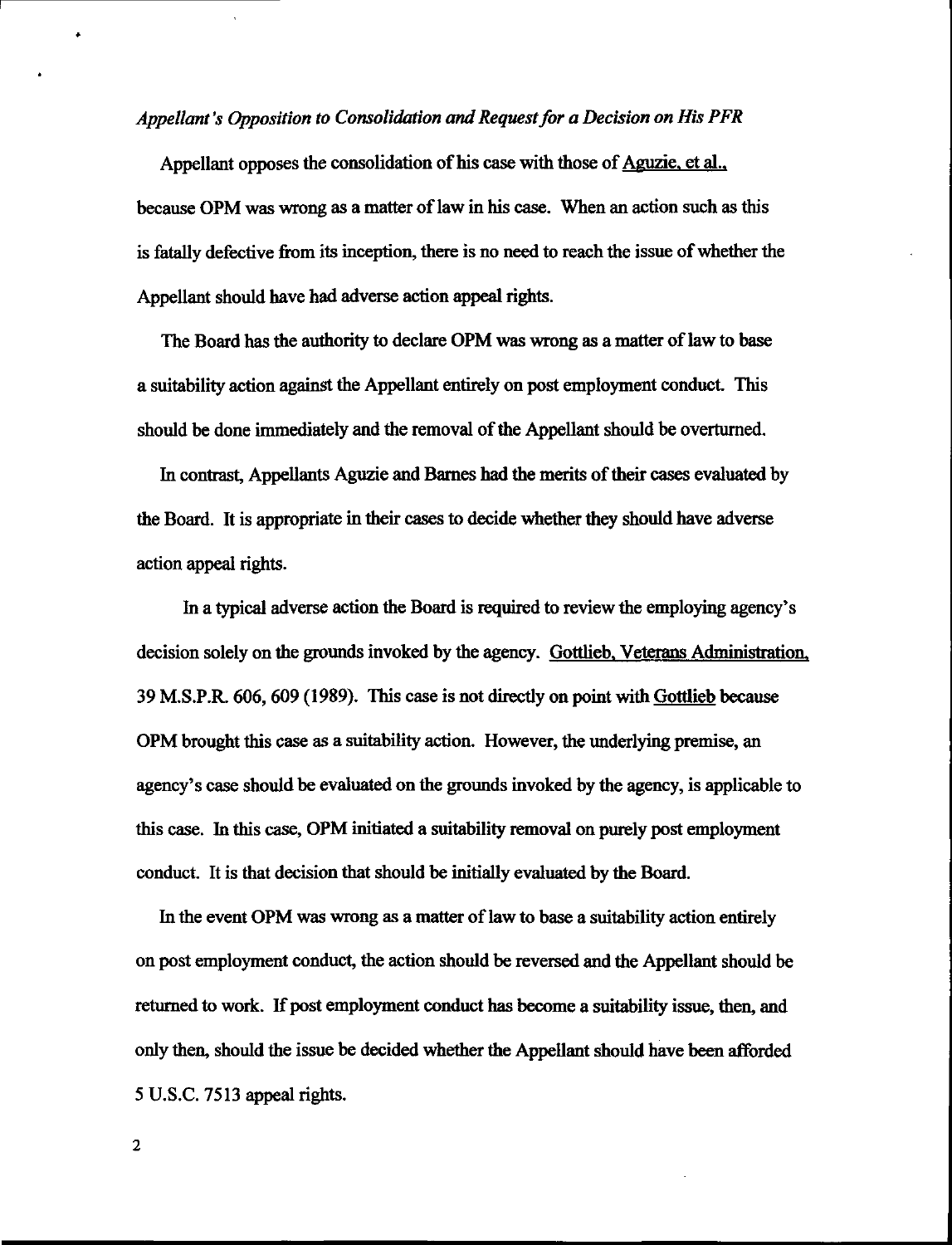*Appellant's Opposition to Consolidation and Request for a Decision on His PFR*

Appellant opposes the consolidation of his case with those of Aguzie, et al., because OPM was wrong as a matter of law in his case. When an action such as this is fatally defective from its inception, there is no need to reach the issue of whether the Appellant should have had adverse action appeal rights.

The Board has the authority to declare OPM was wrong as a matter of law to base a suitability action against the Appellant entirely on post employment conduct. This should be done immediately and the removal of the Appellant should be overturned.

In contrast, Appellants Aguzie and Barnes had the merits of their cases evaluated by the Board. It is appropriate in their cases to decide whether they should have adverse action appeal rights.

In a typical adverse action the Board is required to review the employing agency's decision solely on the grounds invoked by the agency. Gottlieb, Veterans Administration, 39 M.S.P.R. 606, 609 (1989). This case is not directly on point with Gottlieb because OPM brought this case as a suitability action. However, the underlying premise, an agency's case should be evaluated on the grounds invoked by the agency, is applicable to this case. In this case, OPM initiated a suitability removal on purely post employment conduct. It is that decision that should be initially evaluated by the Board.

In the event OPM was wrong as a matter of law to base a suitability action entirely on post employment conduct, the action should be reversed and the Appellant should be returned to work. If post employment conduct has become a suitability issue, then, and only then, should the issue be decided whether the Appellant should have been afforded 5 U.S.C. 7513 appeal rights.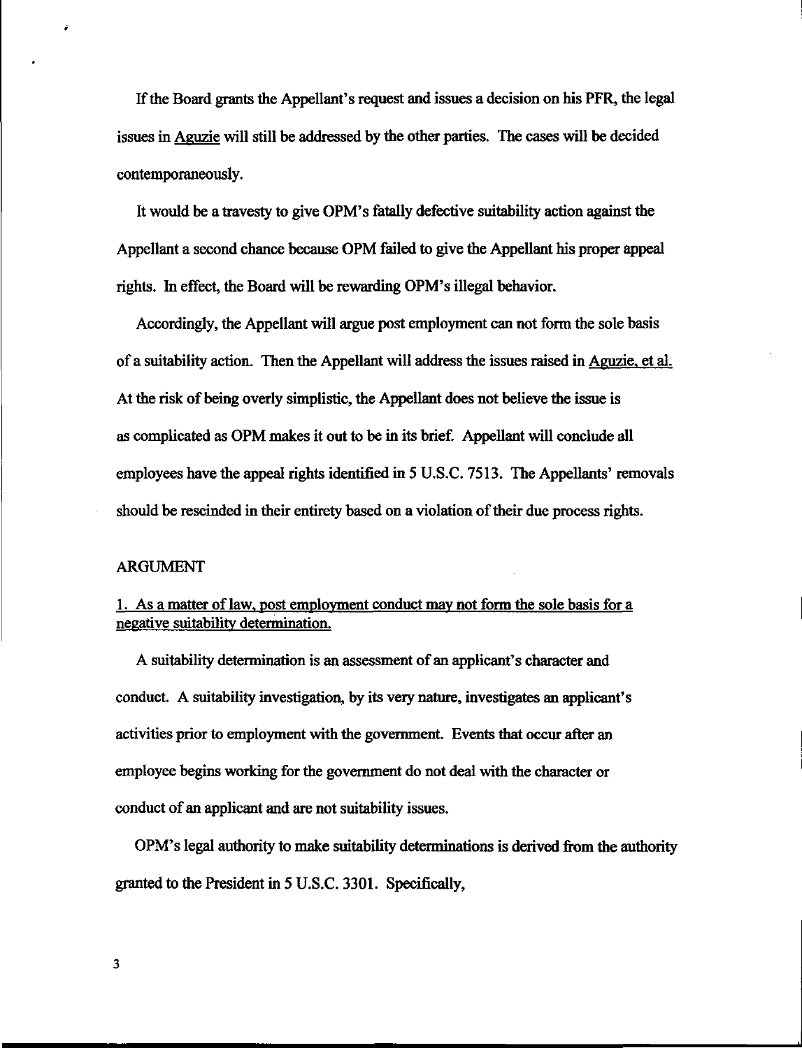If the Board grants the Appellant's request and issues a decision on his PFR, the legal issues in Aguzie will still be addressed by the other parties. The cases will be decided contemporaneously.

It would be a travesty to give OPM's fatally defective suitability action against the Appellant a second chance because OPM failed to give the Appellant his proper appeal rights. In effect, the Board will be rewarding OPM's illegal behavior.

Accordingly, the Appellant will argue post employment can not form the sole basis of a suitability action. Then the Appellant will address the issues raised in Aguzie, et al. At the risk of being overly simplistic, the Appellant does not believe the issue is as complicated as OPM makes it out to be in its brief. Appellant will conclude all employees have the appeal rights identified in 5 U.S.C. 7513. The Appellants' removals should be rescinded in their entirety based on a violation of their due process rights.

ARGUMENT

1. As a matter of law, post employment conduct may not form the sole basis for a negative suitability determination.

A suitability determination is an assessment of an applicant's character and conduct. A suitability investigation, by its very nature, investigates an applicant's activities prior to employment with the government. Events that occur after an employee begins working for the government do not deal with the character or conduct of an applicant and are not suitability issues.

OPM's legal authority to make suitability determinations is derived from the authority granted to the President in 5 U.S.C. 3301. Specifically,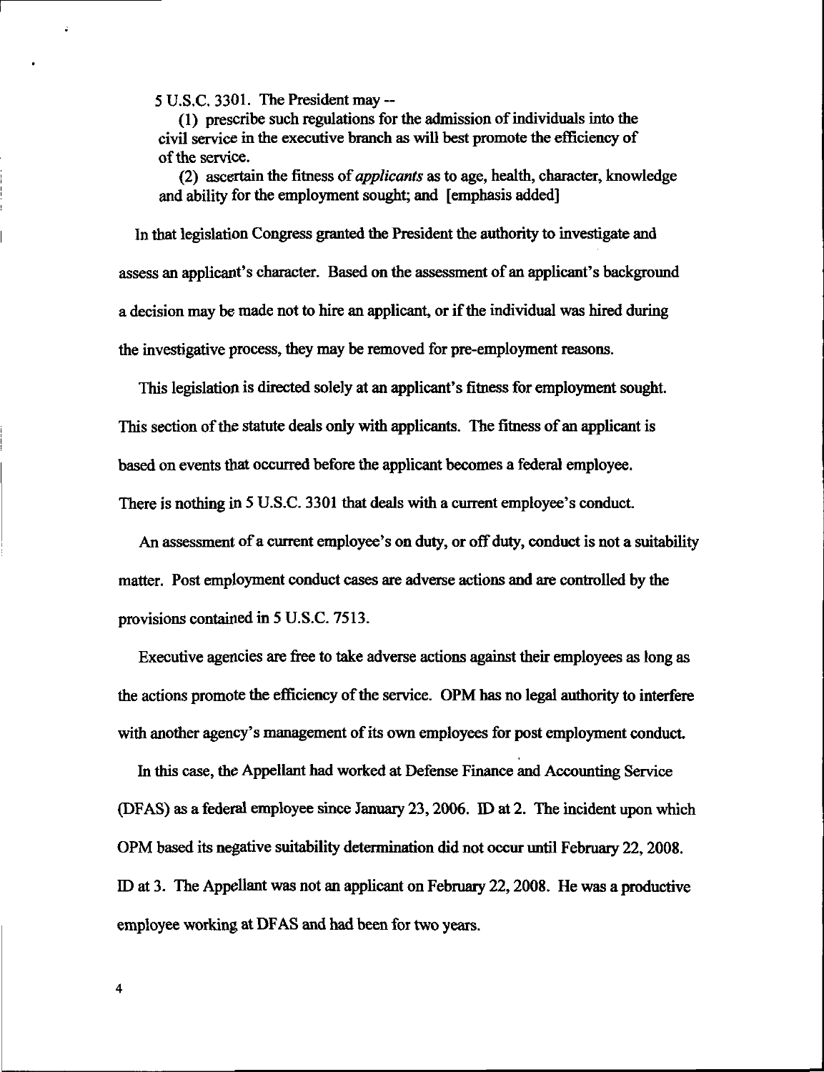5 U.S.C. 3301. The President may --

(1) prescribe such regulations for the admission of individuals into the civil service in the executive branch as will best promote the efficiency of of the service.

(2) ascertain the fitness of *applicants* as to age, health, character, knowledge and ability for the employment sought; and [emphasis added]

In that legislation Congress granted the President the authority to investigate and assess an applicant's character. Based on the assessment of an applicant's background a decision may be made not to hire an applicant, or if the individual was hired during the investigative process, they may be removed for pre-employment reasons.

This legislation is directed solely at an applicant's fitness for employment sought. This section of the statute deals only with applicants. The fitness of an applicant is based on events that occurred before the applicant becomes a federal employee. There is nothing in 5 U.S.C. 3301 that deals with a current employee's conduct.

An assessment of a current employee's on duty, or off duty, conduct is not a suitability matter. Post employment conduct cases are adverse actions and are controlled by the provisions contained in 5 U.S.C. 7513.

Executive agencies are free to take adverse actions against their employees as long as the actions promote the efficiency of the service. OPM has no legal authority to interfere with another agency's management of its own employees for post employment conduct.

In this case, the Appellant had worked at Defense Finance and Accounting Service (DFAS) as a federal employee since January 23, 2006. ID at 2. The incident upon which OPM based its negative suitability determination did not occur until February 22, 2008. ID at 3. The Appellant was not an applicant on February 22, 2008. He was a productive employee working at DFAS and had been for two years.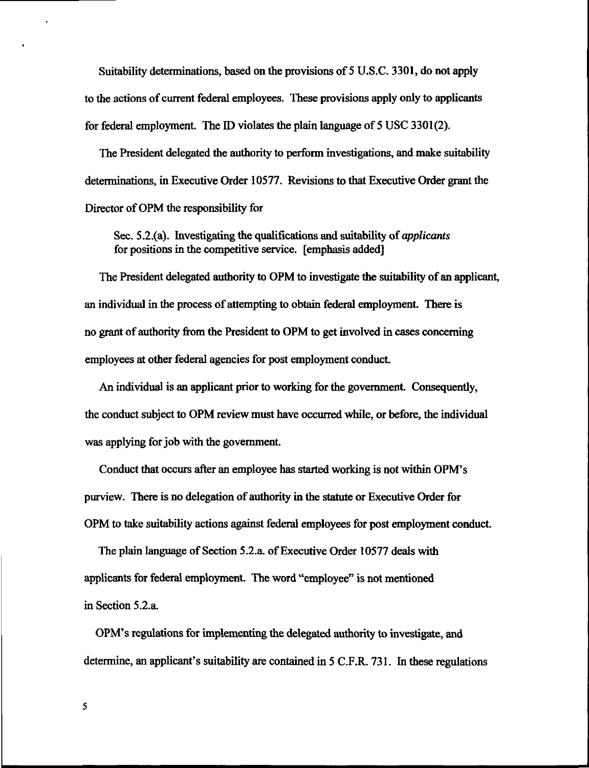Suitability determinations, based on the provisions of 5 U.S.C. 3301, do not apply to the actions of current federal employees. These provisions apply only to applicants for federal employment. The ID violates the plain language of 5 USC 3301(2).

The President delegated the authority to perform investigations, and make suitability determinations, in Executive Order 10577. Revisions to that Executive Order grant the Director of OPM the responsibility for

> Sec. 5.2.(a). Investigating the qualifications and suitability of *applicants* for positions in the competitive service. [emphasis added]

The President delegated authority to OPM to investigate the suitability of an applicant, an individual in the process of attempting to obtain federal employment. There is no grant of authority from the President to OPM to get involved in cases concerning employees at other federal agencies for post employment conduct.

An individual is an applicant prior to working for the government. Consequently, the conduct subject to OPM review must have occurred while, or before, the individual was applying for job with the government.

Conduct that occurs after an employee has started working is not within OPM's purview. There is no delegation of authority in the statute or Executive Order for OPM to take suitability actions against federal employees for post employment conduct.

The plain language of Section 5.2.a. of Executive Order 10577 deals with applicants for federal employment. The word "employee" is not mentioned in Section 5.2.a.

OPM's regulations for implementing the delegated authority to investigate, and determine, an applicant's suitability are contained in 5 C.F.R. 731. In these regulations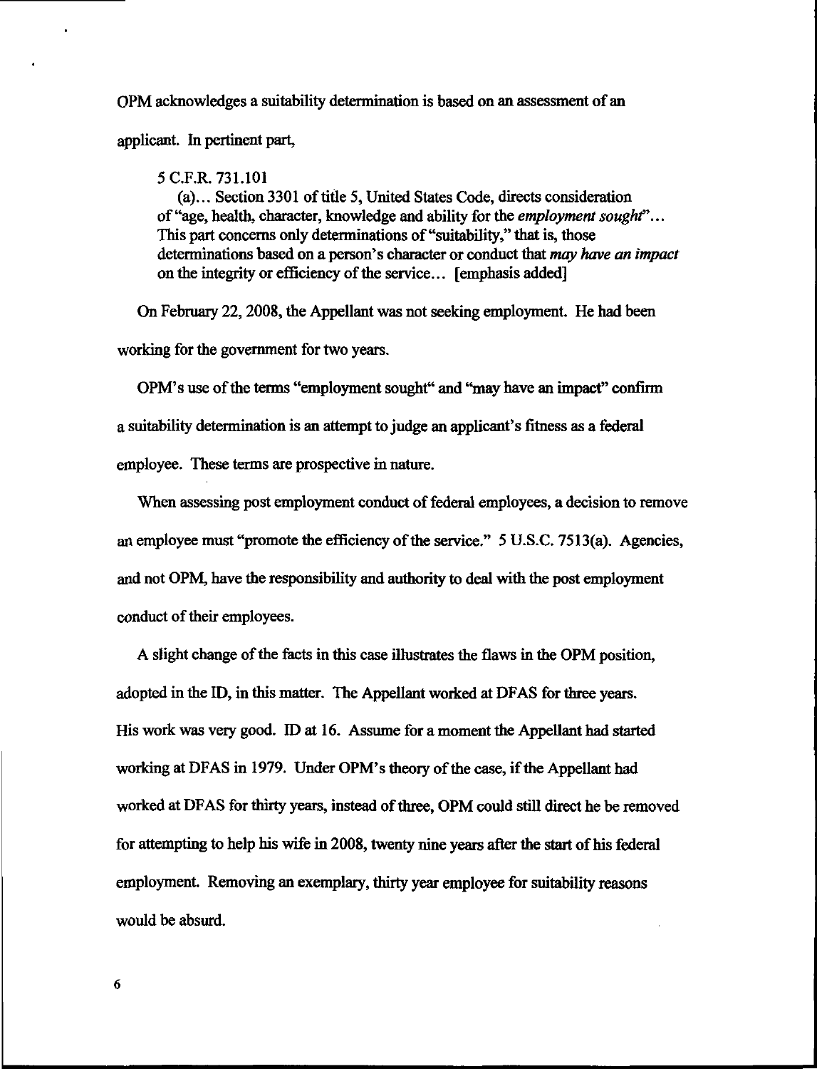OPM acknowledges a suitability determination is based on an assessment of an applicant. In pertinent part,

> 5 C.F.R. 731.101
>
> (a)... Section 3301 of title 5, United States Code, directs consideration of "age, health, character, knowledge and ability for the *employment sought*"... This part concerns only determinations of "suitability," that is, those determinations based on a person's character or conduct that *may have an impact* on the integrity or efficiency of the service... [emphasis added]

On February 22, 2008, the Appellant was not seeking employment. He had been working for the government for two years.

OPM's use of the terms "employment sought" and "may have an impact" confirm a suitability determination is an attempt to judge an applicant's fitness as a federal employee. These terms are prospective in nature.

When assessing post employment conduct of federal employees, a decision to remove an employee must "promote the efficiency of the service." 5 U.S.C. 7513(a). Agencies, and not OPM, have the responsibility and authority to deal with the post employment conduct of their employees.

A slight change of the facts in this case illustrates the flaws in the OPM position, adopted in the ID, in this matter. The Appellant worked at DFAS for three years. His work was very good. ID at 16. Assume for a moment the Appellant had started working at DFAS in 1979. Under OPM's theory of the case, if the Appellant had worked at DFAS for thirty years, instead of three, OPM could still direct he be removed for attempting to help his wife in 2008, twenty nine years after the start of his federal employment. Removing an exemplary, thirty year employee for suitability reasons would be absurd.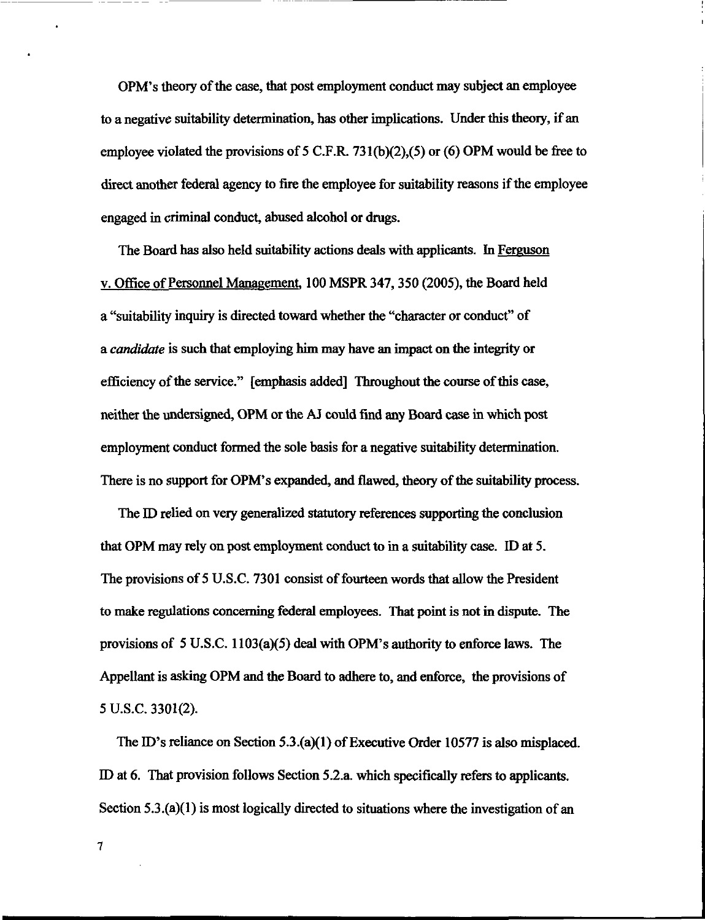OPM's theory of the case, that post employment conduct may subject an employee to a negative suitability determination, has other implications. Under this theory, if an employee violated the provisions of 5 C.F.R. 731(b)(2),(5) or (6) OPM would be free to direct another federal agency to fire the employee for suitability reasons if the employee engaged in criminal conduct, abused alcohol or drugs.

The Board has also held suitability actions deals with applicants. In Ferguson v. Office of Personnel Management, 100 MSPR 347, 350 (2005), the Board held a "suitability inquiry is directed toward whether the "character or conduct" of a *candidate* is such that employing him may have an impact on the integrity or efficiency of the service." [emphasis added] Throughout the course of this case, neither the undersigned, OPM or the AJ could find any Board case in which post employment conduct formed the sole basis for a negative suitability determination. There is no support for OPM's expanded, and flawed, theory of the suitability process.

The ID relied on very generalized statutory references supporting the conclusion that OPM may rely on post employment conduct to in a suitability case. ID at 5. The provisions of 5 U.S.C. 7301 consist of fourteen words that allow the President to make regulations concerning federal employees. That point is not in dispute. The provisions of 5 U.S.C. 1103(a)(5) deal with OPM's authority to enforce laws. The Appellant is asking OPM and the Board to adhere to, and enforce, the provisions of 5 U.S.C. 3301(2).

The ID's reliance on Section 5.3.(a)(1) of Executive Order 10577 is also misplaced. ID at 6. That provision follows Section 5.2.a. which specifically refers to applicants. Section 5.3.(a)(1) is most logically directed to situations where the investigation of an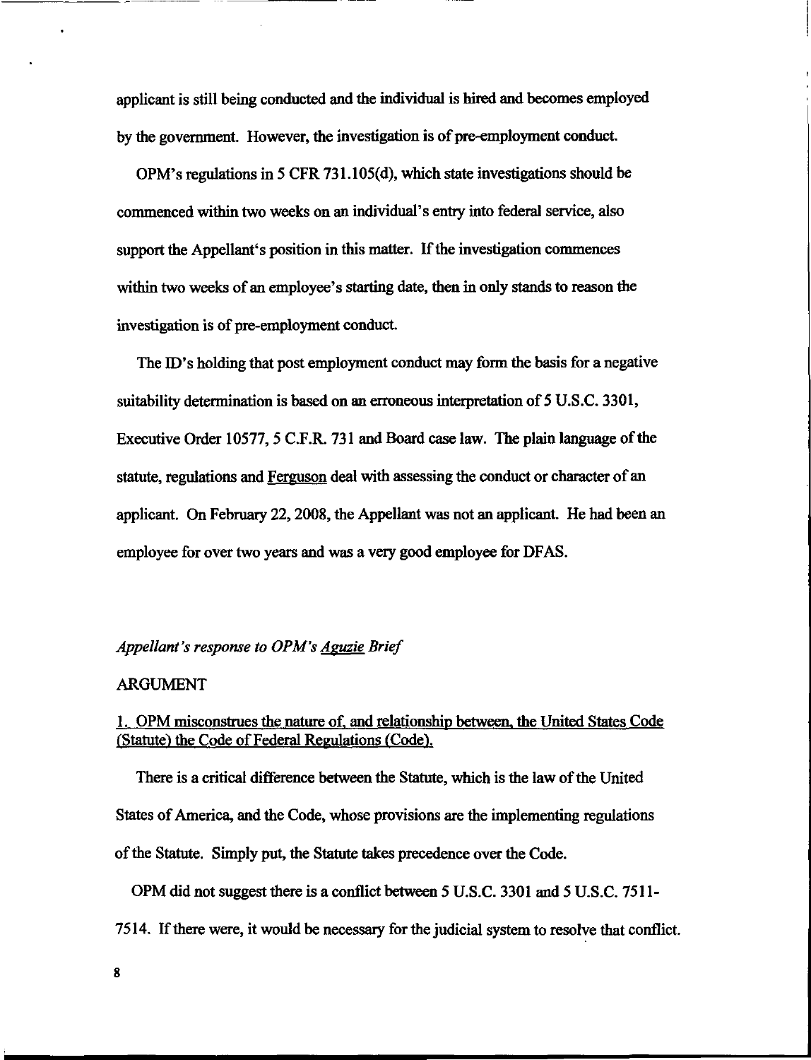applicant is still being conducted and the individual is hired and becomes employed by the government. However, the investigation is of pre-employment conduct.

OPM's regulations in 5 CFR 731.105(d), which state investigations should be commenced within two weeks on an individual's entry into federal service, also support the Appellant's position in this matter. If the investigation commences within two weeks of an employee's starting date, then in only stands to reason the investigation is of pre-employment conduct.

The ID's holding that post employment conduct may form the basis for a negative suitability determination is based on an erroneous interpretation of 5 U.S.C. 3301, Executive Order 10577, 5 C.F.R. 731 and Board case law. The plain language of the statute, regulations and Ferguson deal with assessing the conduct or character of an applicant. On February 22, 2008, the Appellant was not an applicant. He had been an employee for over two years and was a very good employee for DFAS.

*Appellant's response to OPM's Aguzie Brief*

ARGUMENT

1. OPM misconstrues the nature of, and relationship between, the United States Code (Statute) the Code of Federal Regulations (Code).

There is a critical difference between the Statute, which is the law of the United States of America, and the Code, whose provisions are the implementing regulations of the Statute. Simply put, the Statute takes precedence over the Code.

OPM did not suggest there is a conflict between 5 U.S.C. 3301 and 5 U.S.C. 7511-7514. If there were, it would be necessary for the judicial system to resolve that conflict.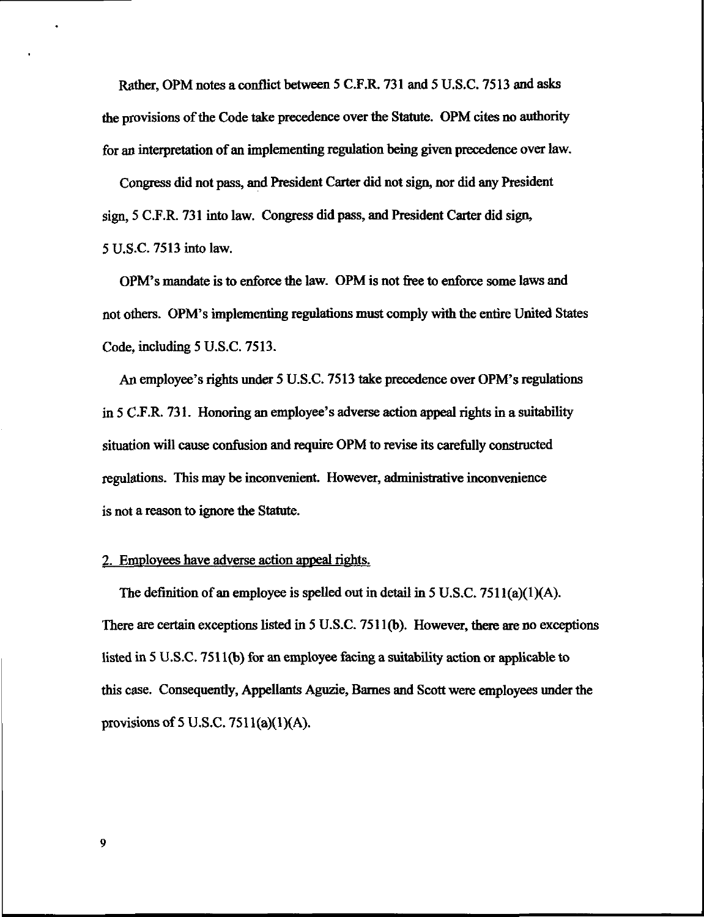Rather, OPM notes a conflict between 5 C.F.R. 731 and 5 U.S.C. 7513 and asks the provisions of the Code take precedence over the Statute. OPM cites no authority for an interpretation of an implementing regulation being given precedence over law.

Congress did not pass, and President Carter did not sign, nor did any President sign, 5 C.F.R. 731 into law. Congress did pass, and President Carter did sign, 5 U.S.C. 7513 into law.

OPM's mandate is to enforce the law. OPM is not free to enforce some laws and not others. OPM's implementing regulations must comply with the entire United States Code, including 5 U.S.C. 7513.

An employee's rights under 5 U.S.C. 7513 take precedence over OPM's regulations in 5 C.F.R. 731. Honoring an employee's adverse action appeal rights in a suitability situation will cause confusion and require OPM to revise its carefully constructed regulations. This may be inconvenient. However, administrative inconvenience is not a reason to ignore the Statute.

2. Employees have adverse action appeal rights.

The definition of an employee is spelled out in detail in 5 U.S.C. 7511(a)(1)(A). There are certain exceptions listed in 5 U.S.C. 7511(b). However, there are no exceptions listed in 5 U.S.C. 7511(b) for an employee facing a suitability action or applicable to this case. Consequently, Appellants Aguzie, Barnes and Scott were employees under the provisions of 5 U.S.C. 7511(a)(1)(A).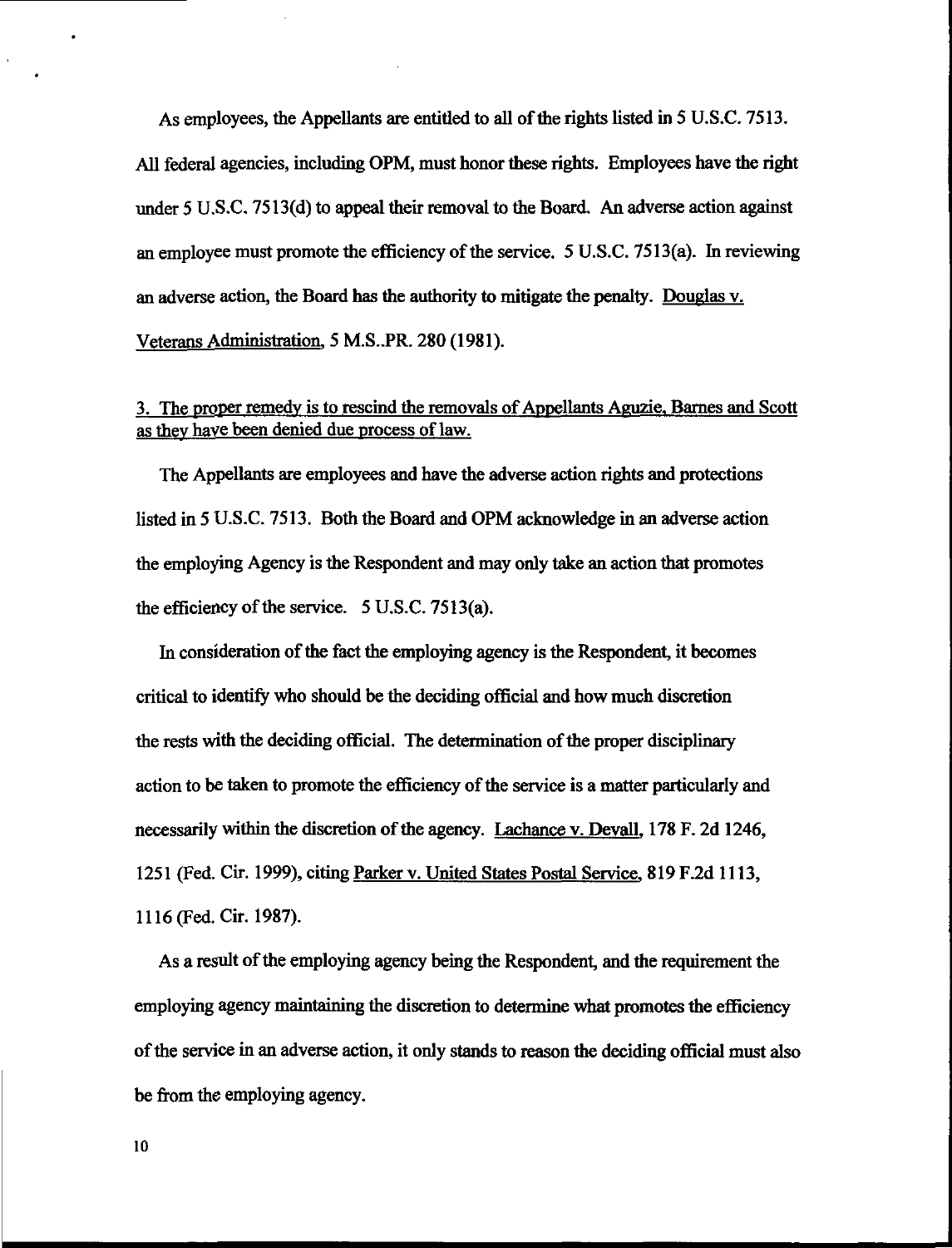As employees, the Appellants are entitled to all of the rights listed in 5 U.S.C. 7513. All federal agencies, including OPM, must honor these rights. Employees have the right under 5 U.S.C. 7513(d) to appeal their removal to the Board. An adverse action against an employee must promote the efficiency of the service. 5 U.S.C. 7513(a). In reviewing an adverse action, the Board has the authority to mitigate the penalty. Douglas v. Veterans Administration, 5 M.S..PR. 280 (1981).

3. The proper remedy is to rescind the removals of Appellants Aguzie, Barnes and Scott as they have been denied due process of law.

The Appellants are employees and have the adverse action rights and protections listed in 5 U.S.C. 7513. Both the Board and OPM acknowledge in an adverse action the employing Agency is the Respondent and may only take an action that promotes the efficiency of the service. 5 U.S.C. 7513(a).

In consideration of the fact the employing agency is the Respondent, it becomes critical to identify who should be the deciding official and how much discretion the rests with the deciding official. The determination of the proper disciplinary action to be taken to promote the efficiency of the service is a matter particularly and necessarily within the discretion of the agency. Lachance v. Devall, 178 F. 2d 1246, 1251 (Fed. Cir. 1999), citing Parker v. United States Postal Service, 819 F.2d 1113, 1116 (Fed. Cir. 1987).

As a result of the employing agency being the Respondent, and the requirement the employing agency maintaining the discretion to determine what promotes the efficiency of the service in an adverse action, it only stands to reason the deciding official must also be from the employing agency.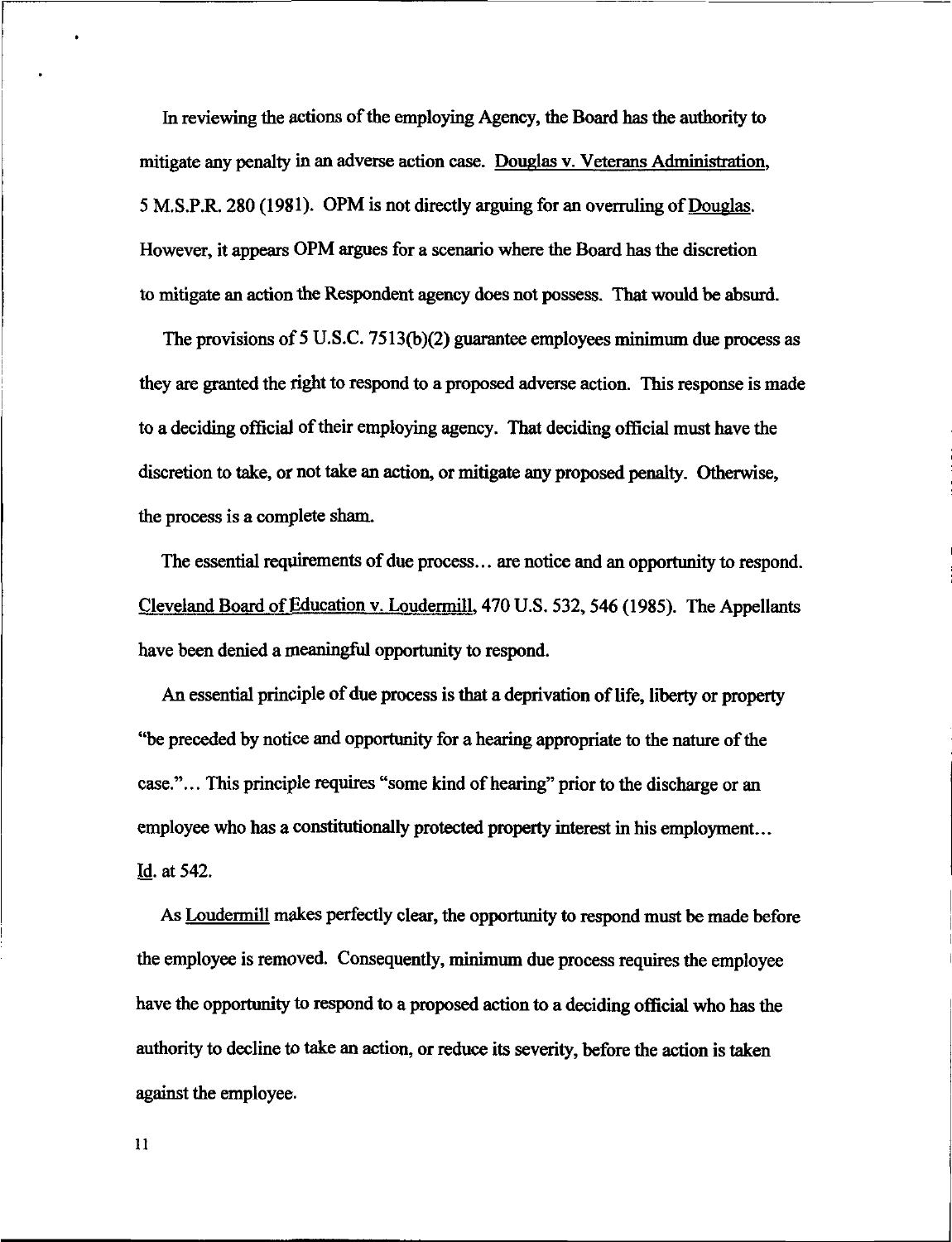In reviewing the actions of the employing Agency, the Board has the authority to mitigate any penalty in an adverse action case. Douglas v. Veterans Administration, 5 M.S.P.R. 280 (1981). OPM is not directly arguing for an overruling of Douglas. However, it appears OPM argues for a scenario where the Board has the discretion to mitigate an action the Respondent agency does not possess. That would be absurd.

The provisions of 5 U.S.C. 7513(b)(2) guarantee employees minimum due process as they are granted the right to respond to a proposed adverse action. This response is made to a deciding official of their employing agency. That deciding official must have the discretion to take, or not take an action, or mitigate any proposed penalty. Otherwise, the process is a complete sham.

The essential requirements of due process… are notice and an opportunity to respond. Cleveland Board of Education v. Loudermill, 470 U.S. 532, 546 (1985). The Appellants have been denied a meaningful opportunity to respond.

An essential principle of due process is that a deprivation of life, liberty or property "be preceded by notice and opportunity for a hearing appropriate to the nature of the case."… This principle requires "some kind of hearing" prior to the discharge or an employee who has a constitutionally protected property interest in his employment… Id. at 542.

As Loudermill makes perfectly clear, the opportunity to respond must be made before the employee is removed. Consequently, minimum due process requires the employee have the opportunity to respond to a proposed action to a deciding official who has the authority to decline to take an action, or reduce its severity, before the action is taken against the employee.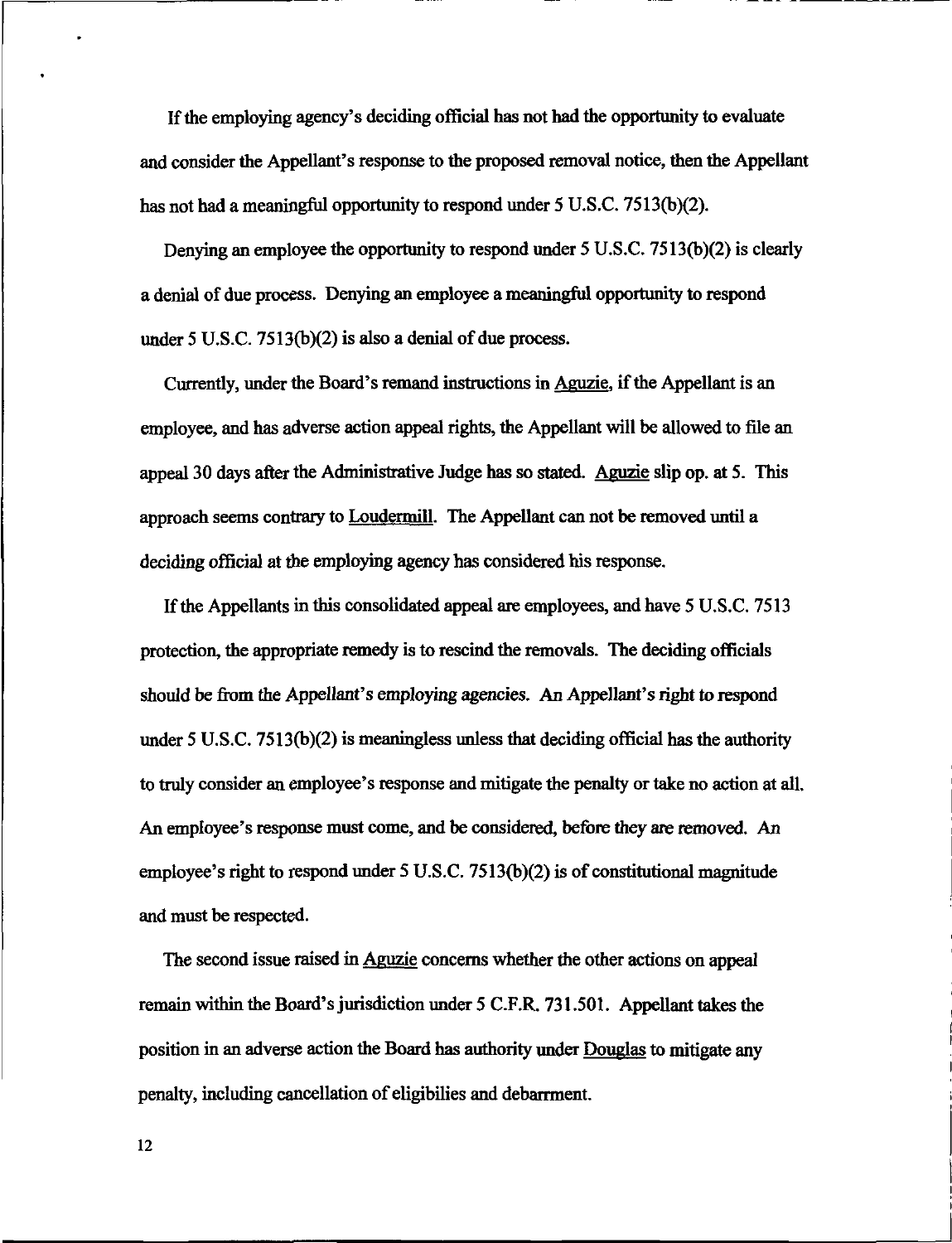If the employing agency's deciding official has not had the opportunity to evaluate and consider the Appellant's response to the proposed removal notice, then the Appellant has not had a meaningful opportunity to respond under 5 U.S.C. 7513(b)(2).

Denying an employee the opportunity to respond under 5 U.S.C. 7513(b)(2) is clearly a denial of due process. Denying an employee a meaningful opportunity to respond under 5 U.S.C. 7513(b)(2) is also a denial of due process.

Currently, under the Board's remand instructions in Aguzie, if the Appellant is an employee, and has adverse action appeal rights, the Appellant will be allowed to file an appeal 30 days after the Administrative Judge has so stated. Aguzie slip op. at 5. This approach seems contrary to Loudermill. The Appellant can not be removed until a deciding official at the employing agency has considered his response.

If the Appellants in this consolidated appeal are employees, and have 5 U.S.C. 7513 protection, the appropriate remedy is to rescind the removals. The deciding officials should be from the Appellant's employing agencies. An Appellant's right to respond under 5 U.S.C. 7513(b)(2) is meaningless unless that deciding official has the authority to truly consider an employee's response and mitigate the penalty or take no action at all. An employee's response must come, and be considered, before they are removed. An employee's right to respond under 5 U.S.C. 7513(b)(2) is of constitutional magnitude and must be respected.

The second issue raised in Aguzie concerns whether the other actions on appeal remain within the Board's jurisdiction under 5 C.F.R. 731.501. Appellant takes the position in an adverse action the Board has authority under Douglas to mitigate any penalty, including cancellation of eligibilies and debarrment.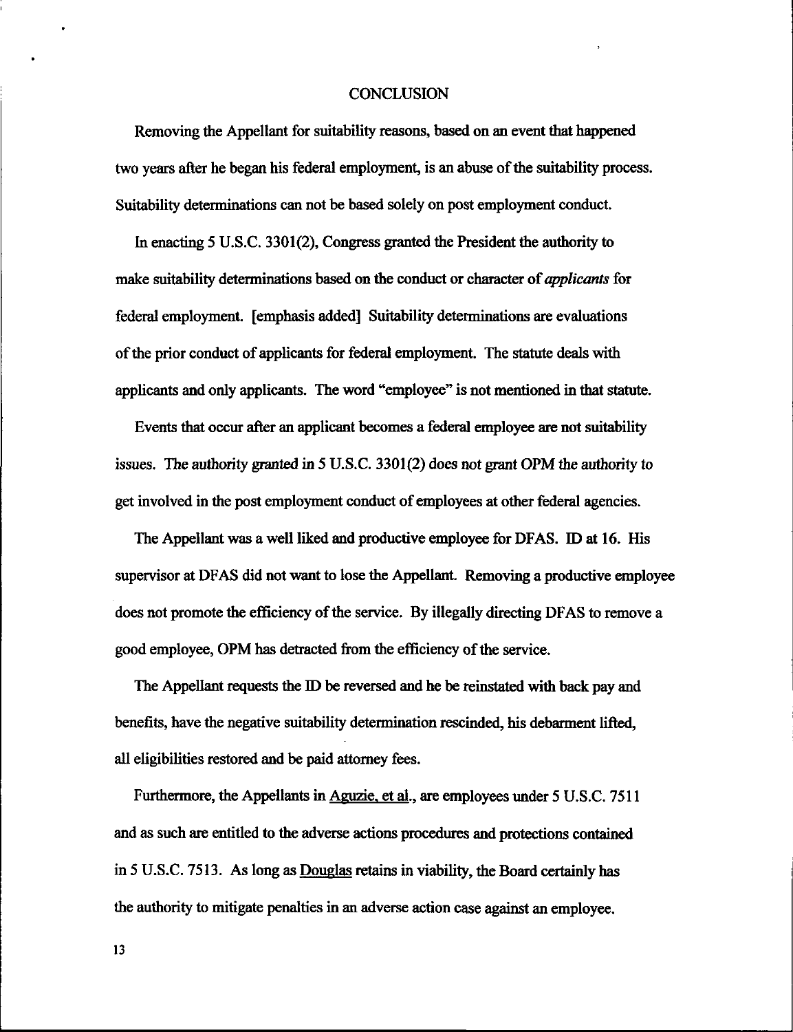## CONCLUSION

Removing the Appellant for suitability reasons, based on an event that happened two years after he began his federal employment, is an abuse of the suitability process. Suitability determinations can not be based solely on post employment conduct.

In enacting 5 U.S.C. 3301(2), Congress granted the President the authority to make suitability determinations based on the conduct or character of *applicants* for federal employment. [emphasis added] Suitability determinations are evaluations of the prior conduct of applicants for federal employment. The statute deals with applicants and only applicants. The word "employee" is not mentioned in that statute.

Events that occur after an applicant becomes a federal employee are not suitability issues. The authority granted in 5 U.S.C. 3301(2) does not grant OPM the authority to get involved in the post employment conduct of employees at other federal agencies.

The Appellant was a well liked and productive employee for DFAS. ID at 16. His supervisor at DFAS did not want to lose the Appellant. Removing a productive employee does not promote the efficiency of the service. By illegally directing DFAS to remove a good employee, OPM has detracted from the efficiency of the service.

The Appellant requests the ID be reversed and he be reinstated with back pay and benefits, have the negative suitability determination rescinded, his debarment lifted, all eligibilities restored and be paid attorney fees.

Furthermore, the Appellants in Aguzie, et al., are employees under 5 U.S.C. 7511 and as such are entitled to the adverse actions procedures and protections contained in 5 U.S.C. 7513. As long as Douglas retains in viability, the Board certainly has the authority to mitigate penalties in an adverse action case against an employee.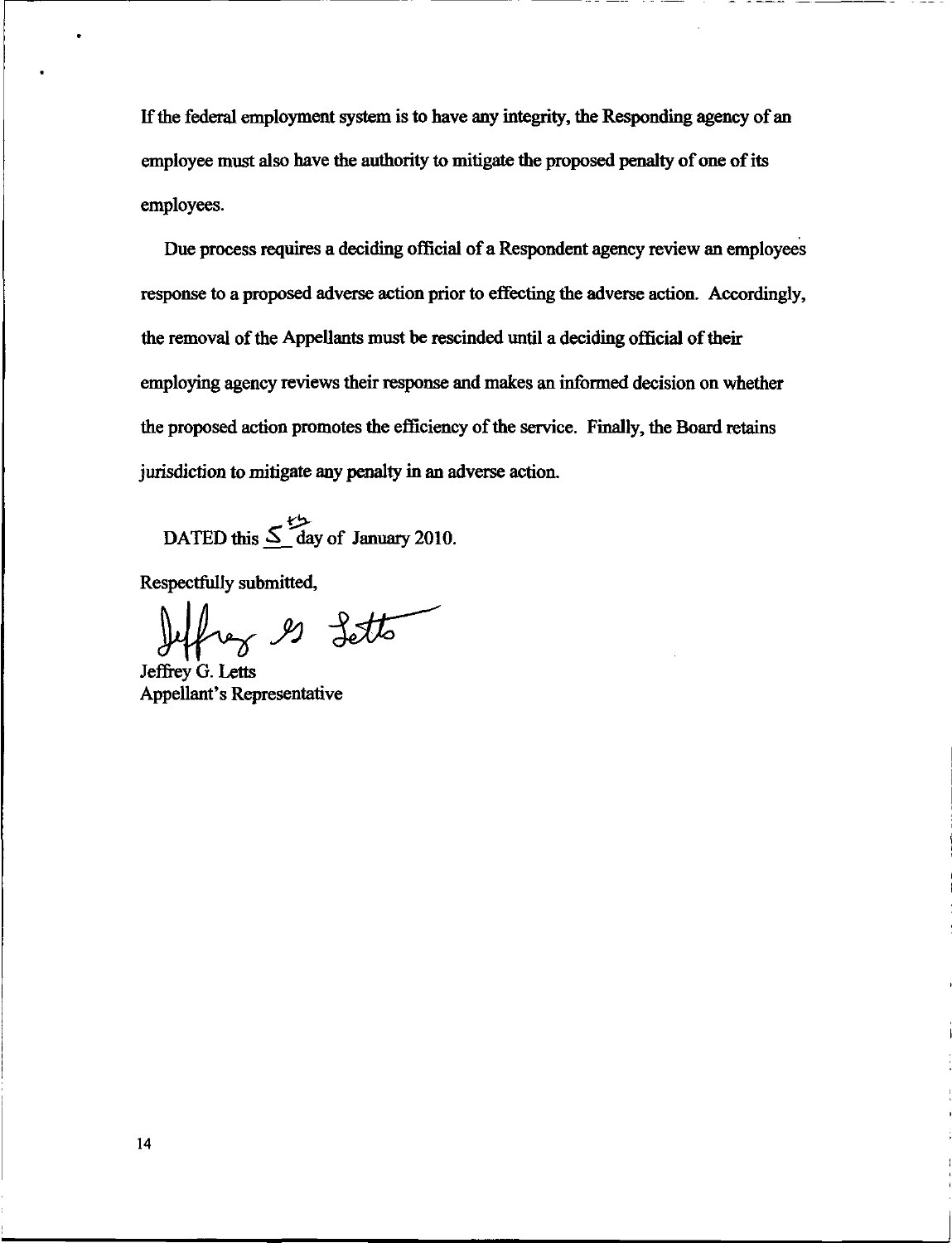If the federal employment system is to have any integrity, the Responding agency of an employee must also have the authority to mitigate the proposed penalty of one of its employees.

Due process requires a deciding official of a Respondent agency review an employees response to a proposed adverse action prior to effecting the adverse action. Accordingly, the removal of the Appellants must be rescinded until a deciding official of their employing agency reviews their response and makes an informed decision on whether the proposed action promotes the efficiency of the service. Finally, the Board retains jurisdiction to mitigate any penalty in an adverse action.

DATED this 5th day of January 2010.

Respectfully submitted,

Jeffrey G. Letts
Appellant's Representative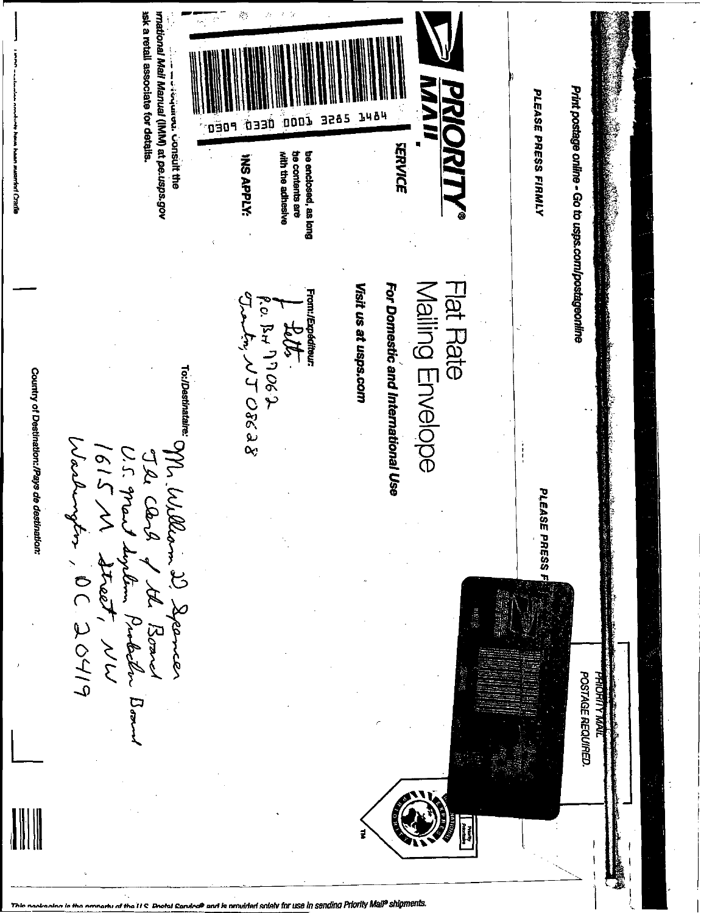Print postage online - Go to usps.com/postageonline

PLEASE PRESS FIRMLY

PLEASE PRESS F

PRIORITY MAIL
POSTAGE REQUIRED.

**PRIORITY MAIL®**

0309 0330 0001 3285 1484

SERVICE

be enclosed, as long
be contents are
with the adhesive

NS APPLY:

quired. Consult the
ernational Mail Manual (IMM) at pe.usps.gov
ask a retail associate for details.

Flat Rate
Mailing Envelope

**For Domestic and International Use**

**Visit us at usps.com**

From:/Expéditeur:
J Letts
P.O. Box 77062
Trenton, NJ 08628

To:/Destinataire:
Mr. William D. Spencer
The Clerk of the Board
U.S. Merit System Protection Board
1615 M Street, NW
Washington, DC 20419

Country of Destination:/Pays de destination:

This packaging is the property of the U.S. Postal Service® and is provided solely for use in sending Priority Mail® shipments.